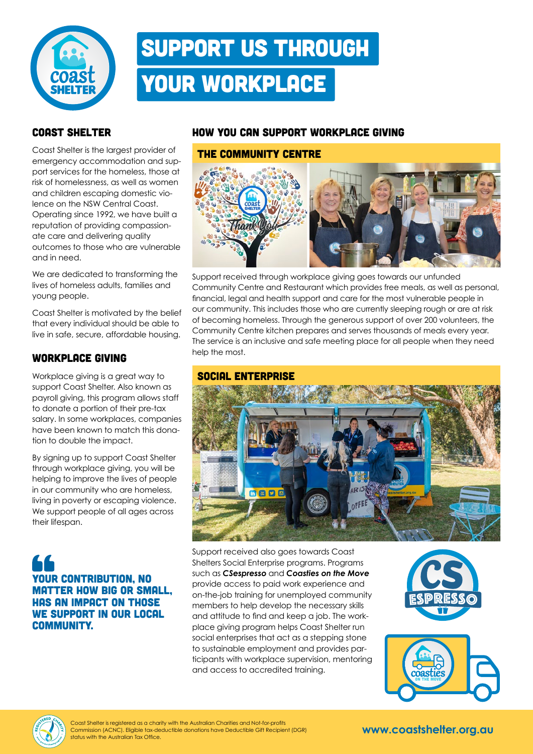# SUPPORT US THROUGH YOUR WORKPLACE

## COAST SHELTER

Coast Shelter is the largest provider of emergency accommodation and support services for the homeless, those at risk of homelessness, as well as women and children escaping domestic violence on the NSW Central Coast. Operating since 1992, we have built a reputation of providing compassionate care and delivering quality outcomes to those who are vulnerable and in need.

We are dedicated to transforming the lives of homeless adults, families and young people.

Coast Shelter is motivated by the belief that every individual should be able to live in safe, secure, affordable housing.

## WORKPLACE GIVING

Workplace giving is a great way to support Coast Shelter. Also known as payroll giving, this program allows staff to donate a portion of their pre-tax salary. In some workplaces, companies have been known to match this donation to double the impact.

By signing up to support Coast Shelter through workplace giving, you will be helping to improve the lives of people in our community who are homeless, living in poverty or escaping violence. We support people of all ages across their lifespan.

> **YOUR CONTRIBUTION, NO MATTER HOW BIG OR SMALL, HAS AN IMPACT ON THOSE WE SUPPORT IN OUR LOCAL COMMUNITY.**

## HOW YOU CAN SUPPORT WORKPLACE GIVING

### THE COMMUNITY CENTRE

Support received through workplace giving goes towards our unfunded Community Centre and Restaurant which provides free meals, as well as personal, financial, legal and health support and care for the most vulnerable people in our community. This includes those who are currently sleeping rough or are at risk of becoming homeless. Through the generous support of over 200 volunteers, the Community Centre kitchen prepares and serves thousands of meals every year. The service is an inclusive and safe meeting place for all people when they need help the most.

### SOCIAL ENTERPRISE

Support received also goes towards Coast Shelters Social Enterprise programs. Programs such as ***CSespresso*** and ***Coasties on the Move*** provide access to paid work experience and on-the-job training for unemployed community members to help develop the necessary skills and attitude to find and keep a job. The workplace giving program helps Coast Shelter run social enterprises that act as a stepping stone to sustainable employment and provides participants with workplace supervision, mentoring and access to accredited training.

Coast Shelter is registered as a charity with the Australian Charities and Not-for-profits Commission (ACNC). Eligible tax-deductible donations have Deductible Gift Recipient (DGR) status with the Australian Tax Office.

**www.coastshelter.org.au**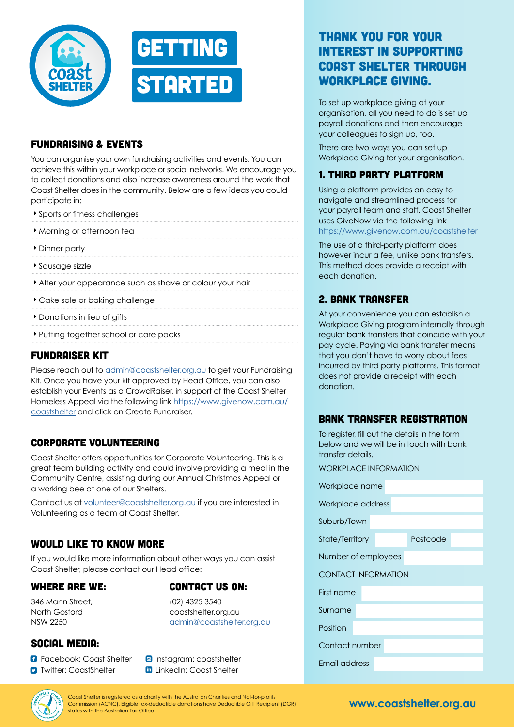# GETTING STARTED

## FUNDRAISING & EVENTS

You can organise your own fundraising activities and events. You can achieve this within your workplace or social networks. We encourage you to collect donations and also increase awareness around the work that Coast Shelter does in the community. Below are a few ideas you could participate in:

- Sports or fitness challenges
- Morning or afternoon tea
- Dinner party
- Sausage sizzle
- Alter your appearance such as shave or colour your hair
- Cake sale or baking challenge
- Donations in lieu of gifts
- Putting together school or care packs

## FUNDRAISER KIT

Please reach out to admin@coastshelter.org.au to get your Fundraising Kit. Once you have your kit approved by Head Office, you can also establish your Events as a CrowdRaiser, in support of the Coast Shelter Homeless Appeal via the following link https://www.givenow.com.au/coastshelter and click on Create Fundraiser.

## CORPORATE VOLUNTEERING

Coast Shelter offers opportunities for Corporate Volunteering. This is a great team building activity and could involve providing a meal in the Community Centre, assisting during our Annual Christmas Appeal or a working bee at one of our Shelters.

Contact us at volunteer@coastshelter.org.au if you are interested in Volunteering as a team at Coast Shelter.

## WOULD LIKE TO KNOW MORE

If you would like more information about other ways you can assist Coast Shelter, please contact our Head office:

### WHERE ARE WE:

346 Mann Street,
North Gosford
NSW 2250

### CONTACT US ON:

(02) 4325 3540
coastshelter.org.au
admin@coastshelter.org.au

### SOCIAL MEDIA:

- Facebook: Coast Shelter
- Twitter: CoastShelter
- Instagram: coastshelter
- LinkedIn: Coast Shelter

## THANK YOU FOR YOUR INTEREST IN SUPPORTING COAST SHELTER THROUGH WORKPLACE GIVING.

To set up workplace giving at your organisation, all you need to do is set up payroll donations and then encourage your colleagues to sign up, too.

There are two ways you can set up Workplace Giving for your organisation.

### 1. THIRD PARTY PLATFORM

Using a platform provides an easy to navigate and streamlined process for your payroll team and staff. Coast Shelter uses GiveNow via the following link https://www.givenow.com.au/coastshelter

The use of a third-party platform does however incur a fee, unlike bank transfers. This method does provide a receipt with each donation.

### 2. BANK TRANSFER

At your convenience you can establish a Workplace Giving program internally through regular bank transfers that coincide with your pay cycle. Paying via bank transfer means that you don't have to worry about fees incurred by third party platforms. This format does not provide a receipt with each donation.

## BANK TRANSFER REGISTRATION

To register, fill out the details in the form below and we will be in touch with bank transfer details.

WORKPLACE INFORMATION

| | |
|---|---|
| Workplace name | |
| Workplace address | |
| Suburb/Town | |
| State/Territory | Postcode |
| Number of employees | |

CONTACT INFORMATION

| | |
|---|---|
| First name | |
| Surname | |
| Position | |
| Contact number | |
| Email address | |

Coast Shelter is registered as a charity with the Australian Charities and Not-for-profits Commission (ACNC). Eligible tax-deductible donations have Deductible Gift Recipient (DGR) status with the Australian Tax Office.

www.coastshelter.org.au